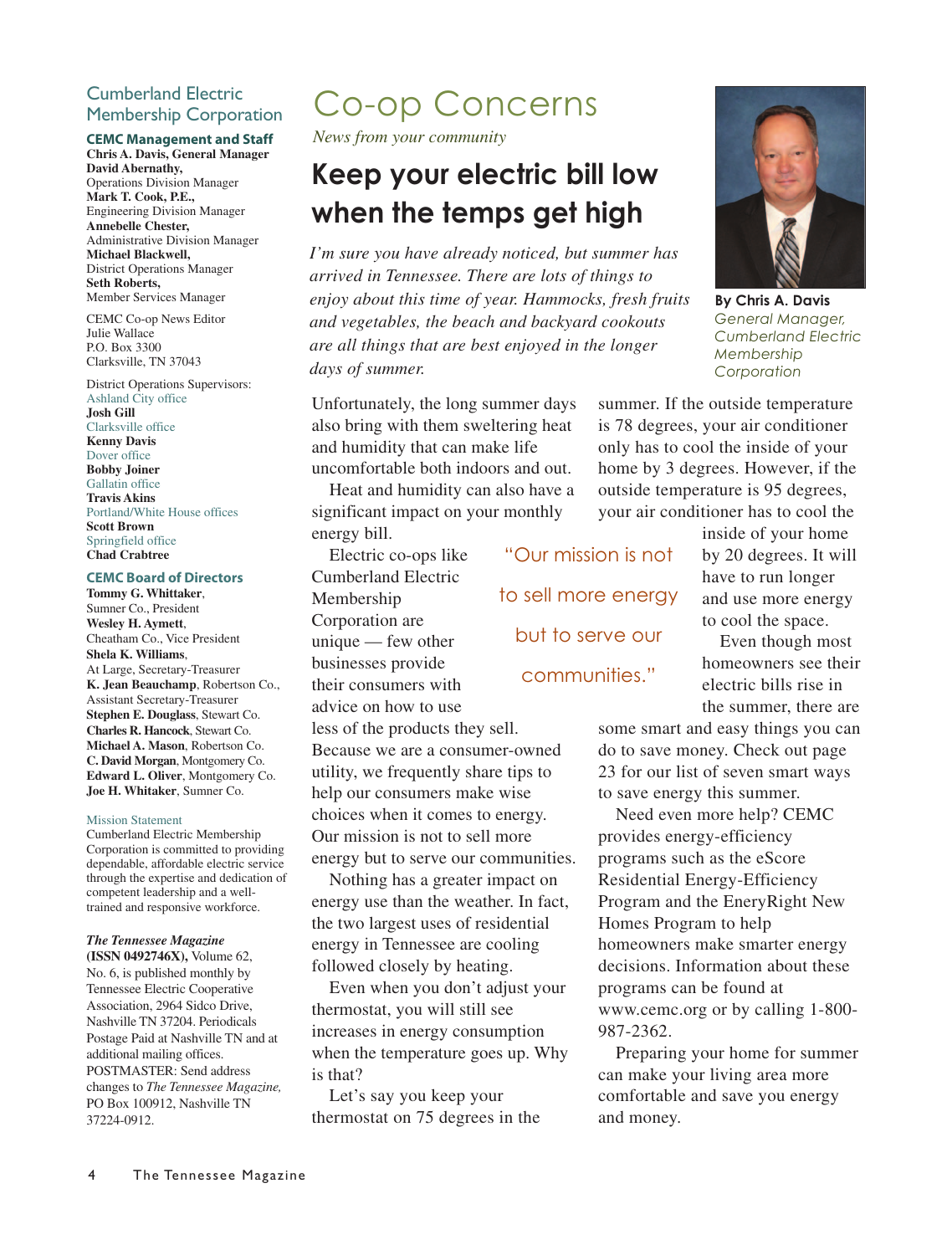# Co-op Concerns

*News from your community*

## Keep your electric bill low when the temps get high

*I'm sure you have already noticed, but summer has arrived in Tennessee. There are lots of things to enjoy about this time of year. Hammocks, fresh fruits and vegetables, the beach and backyard cookouts are all things that are best enjoyed in the longer days of summer.*

**By Chris A. Davis**
*General Manager, Cumberland Electric Membership Corporation*

Unfortunately, the long summer days also bring with them sweltering heat and humidity that can make life uncomfortable both indoors and out.

Heat and humidity can also have a significant impact on your monthly energy bill.

Electric co-ops like Cumberland Electric Membership Corporation are unique — few other businesses provide their consumers with advice on how to use less of the products they sell. Because we are a consumer-owned utility, we frequently share tips to help our consumers make wise choices when it comes to energy. Our mission is not to sell more energy but to serve our communities.

Nothing has a greater impact on energy use than the weather. In fact, the two largest uses of residential energy in Tennessee are cooling followed closely by heating.

Even when you don't adjust your thermostat, you will still see increases in energy consumption when the temperature goes up. Why is that?

Let's say you keep your thermostat on 75 degrees in the summer. If the outside temperature is 78 degrees, your air conditioner only has to cool the inside of your home by 3 degrees. However, if the outside temperature is 95 degrees, your air conditioner has to cool the inside of your home by 20 degrees. It will have to run longer and use more energy to cool the space.

> "Our mission is not to sell more energy but to serve our communities."

Even though most homeowners see their electric bills rise in the summer, there are some smart and easy things you can do to save money. Check out page 23 for our list of seven smart ways to save energy this summer.

Need even more help? CEMC provides energy-efficiency programs such as the eScore Residential Energy-Efficiency Program and the EneryRight New Homes Program to help homeowners make smarter energy decisions. Information about these programs can be found at www.cemc.org or by calling 1-800-987-2362.

Preparing your home for summer can make your living area more comfortable and save you energy and money.

---

### Cumberland Electric Membership Corporation

**CEMC Management and Staff**

**Chris A. Davis, General Manager**
**David Abernathy,** Operations Division Manager
**Mark T. Cook, P.E.,** Engineering Division Manager
**Annebelle Chester,** Administrative Division Manager
**Michael Blackwell,** District Operations Manager
**Seth Roberts,** Member Services Manager

CEMC Co-op News Editor
Julie Wallace
P.O. Box 3300
Clarksville, TN 37043

District Operations Supervisors:
Ashland City office
**Josh Gill**
Clarksville office
**Kenny Davis**
Dover office
**Bobby Joiner**
Gallatin office
**Travis Akins**
Portland/White House offices
**Scott Brown**
Springfield office
**Chad Crabtree**

**CEMC Board of Directors**

**Tommy G. Whittaker**, Sumner Co., President
**Wesley H. Aymett**, Cheatham Co., Vice President
**Shela K. Williams**, At Large, Secretary-Treasurer
**K. Jean Beauchamp**, Robertson Co., Assistant Secretary-Treasurer
**Stephen E. Douglass**, Stewart Co.
**Charles R. Hancock**, Stewart Co.
**Michael A. Mason**, Robertson Co.
**C. David Morgan**, Montgomery Co.
**Edward L. Oliver**, Montgomery Co.
**Joe H. Whitaker**, Sumner Co.

Mission Statement
Cumberland Electric Membership Corporation is committed to providing dependable, affordable electric service through the expertise and dedication of competent leadership and a well-trained and responsive workforce.

***The Tennessee Magazine* (ISSN 0492746X),** Volume 62, No. 6, is published monthly by Tennessee Electric Cooperative Association, 2964 Sidco Drive, Nashville TN 37204. Periodicals Postage Paid at Nashville TN and at additional mailing offices. POSTMASTER: Send address changes to *The Tennessee Magazine,* PO Box 100912, Nashville TN 37224-0912.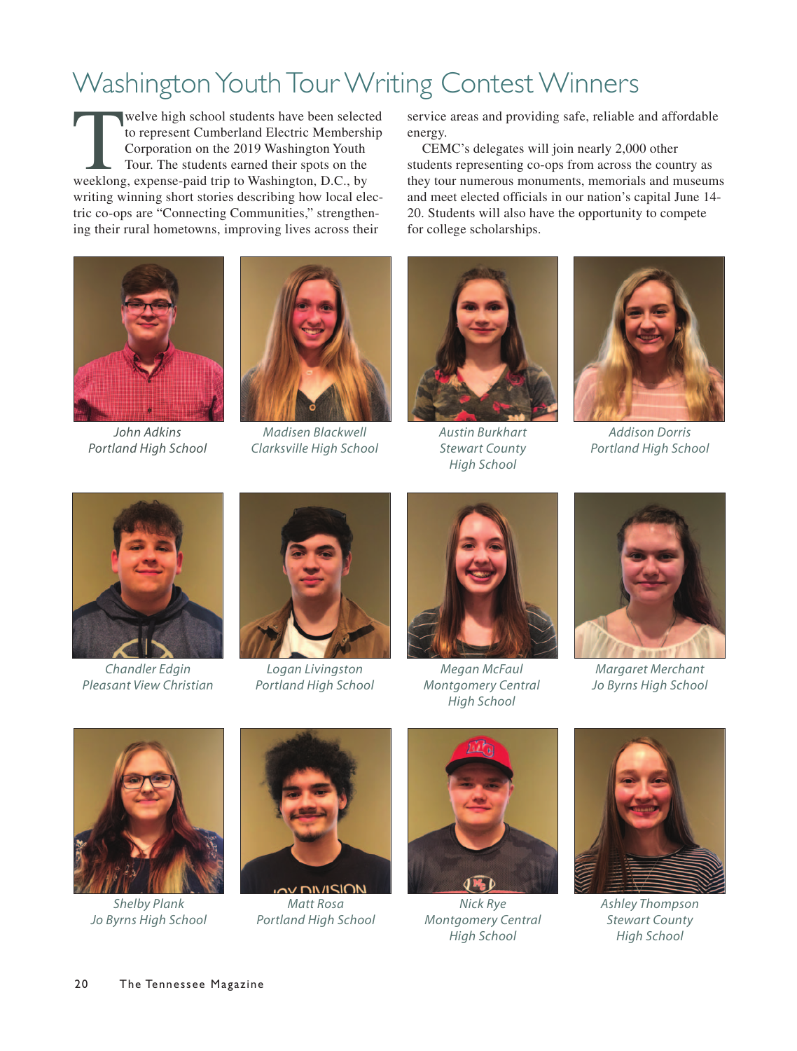# Washington Youth Tour Writing Contest Winners

Twelve high school students have been selected to represent Cumberland Electric Membership Corporation on the 2019 Washington Youth Tour. The students earned their spots on the weeklong, expense-paid trip to Washington, D.C., by writing winning short stories describing how local electric co-ops are "Connecting Communities," strengthening their rural hometowns, improving lives across their service areas and providing safe, reliable and affordable energy.

CEMC's delegates will join nearly 2,000 other students representing co-ops from across the country as they tour numerous monuments, memorials and museums and meet elected officials in our nation's capital June 14-20. Students will also have the opportunity to compete for college scholarships.

*John Adkins*
*Portland High School*

*Madisen Blackwell*
*Clarksville High School*

*Austin Burkhart*
*Stewart County High School*

*Addison Dorris*
*Portland High School*

*Chandler Edgin*
*Pleasant View Christian*

*Logan Livingston*
*Portland High School*

*Megan McFaul*
*Montgomery Central High School*

*Margaret Merchant*
*Jo Byrns High School*

*Shelby Plank*
*Jo Byrns High School*

*Matt Rosa*
*Portland High School*

*Nick Rye*
*Montgomery Central High School*

*Ashley Thompson*
*Stewart County High School*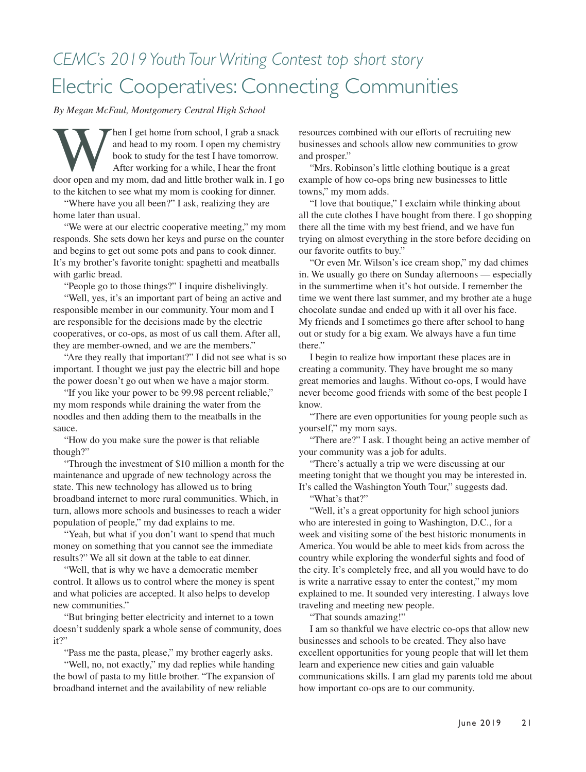# *CEMC's 2019 Youth Tour Writing Contest top short story*

## Electric Cooperatives: Connecting Communities

*By Megan McFaul, Montgomery Central High School*

When I get home from school, I grab a snack and head to my room. I open my chemistry book to study for the test I have tomorrow. After working for a while, I hear the front door open and my mom, dad and little brother walk in. I go to the kitchen to see what my mom is cooking for dinner.

"Where have you all been?" I ask, realizing they are home later than usual.

"We were at our electric cooperative meeting," my mom responds. She sets down her keys and purse on the counter and begins to get out some pots and pans to cook dinner. It's my brother's favorite tonight: spaghetti and meatballs with garlic bread.

"People go to those things?" I inquire disbelievingly.

"Well, yes, it's an important part of being an active and responsible member in our community. Your mom and I are responsible for the decisions made by the electric cooperatives, or co-ops, as most of us call them. After all, they are member-owned, and we are the members."

"Are they really that important?" I did not see what is so important. I thought we just pay the electric bill and hope the power doesn't go out when we have a major storm.

"If you like your power to be 99.98 percent reliable," my mom responds while draining the water from the noodles and then adding them to the meatballs in the sauce.

"How do you make sure the power is that reliable though?"

"Through the investment of $10 million a month for the maintenance and upgrade of new technology across the state. This new technology has allowed us to bring broadband internet to more rural communities. Which, in turn, allows more schools and businesses to reach a wider population of people," my dad explains to me.

"Yeah, but what if you don't want to spend that much money on something that you cannot see the immediate results?" We all sit down at the table to eat dinner.

"Well, that is why we have a democratic member control. It allows us to control where the money is spent and what policies are accepted. It also helps to develop new communities."

"But bringing better electricity and internet to a town doesn't suddenly spark a whole sense of community, does it?"

"Pass me the pasta, please," my brother eagerly asks.

"Well, no, not exactly," my dad replies while handing the bowl of pasta to my little brother. "The expansion of broadband internet and the availability of new reliable resources combined with our efforts of recruiting new businesses and schools allow new communities to grow and prosper."

"Mrs. Robinson's little clothing boutique is a great example of how co-ops bring new businesses to little towns," my mom adds.

"I love that boutique," I exclaim while thinking about all the cute clothes I have bought from there. I go shopping there all the time with my best friend, and we have fun trying on almost everything in the store before deciding on our favorite outfits to buy."

"Or even Mr. Wilson's ice cream shop," my dad chimes in. We usually go there on Sunday afternoons — especially in the summertime when it's hot outside. I remember the time we went there last summer, and my brother ate a huge chocolate sundae and ended up with it all over his face. My friends and I sometimes go there after school to hang out or study for a big exam. We always have a fun time there."

I begin to realize how important these places are in creating a community. They have brought me so many great memories and laughs. Without co-ops, I would have never become good friends with some of the best people I know.

"There are even opportunities for young people such as yourself," my mom says.

"There are?" I ask. I thought being an active member of your community was a job for adults.

"There's actually a trip we were discussing at our meeting tonight that we thought you may be interested in. It's called the Washington Youth Tour," suggests dad.

"What's that?"

"Well, it's a great opportunity for high school juniors who are interested in going to Washington, D.C., for a week and visiting some of the best historic monuments in America. You would be able to meet kids from across the country while exploring the wonderful sights and food of the city. It's completely free, and all you would have to do is write a narrative essay to enter the contest," my mom explained to me. It sounded very interesting. I always love traveling and meeting new people.

"That sounds amazing!"

I am so thankful we have electric co-ops that allow new businesses and schools to be created. They also have excellent opportunities for young people that will let them learn and experience new cities and gain valuable communications skills. I am glad my parents told me about how important co-ops are to our community.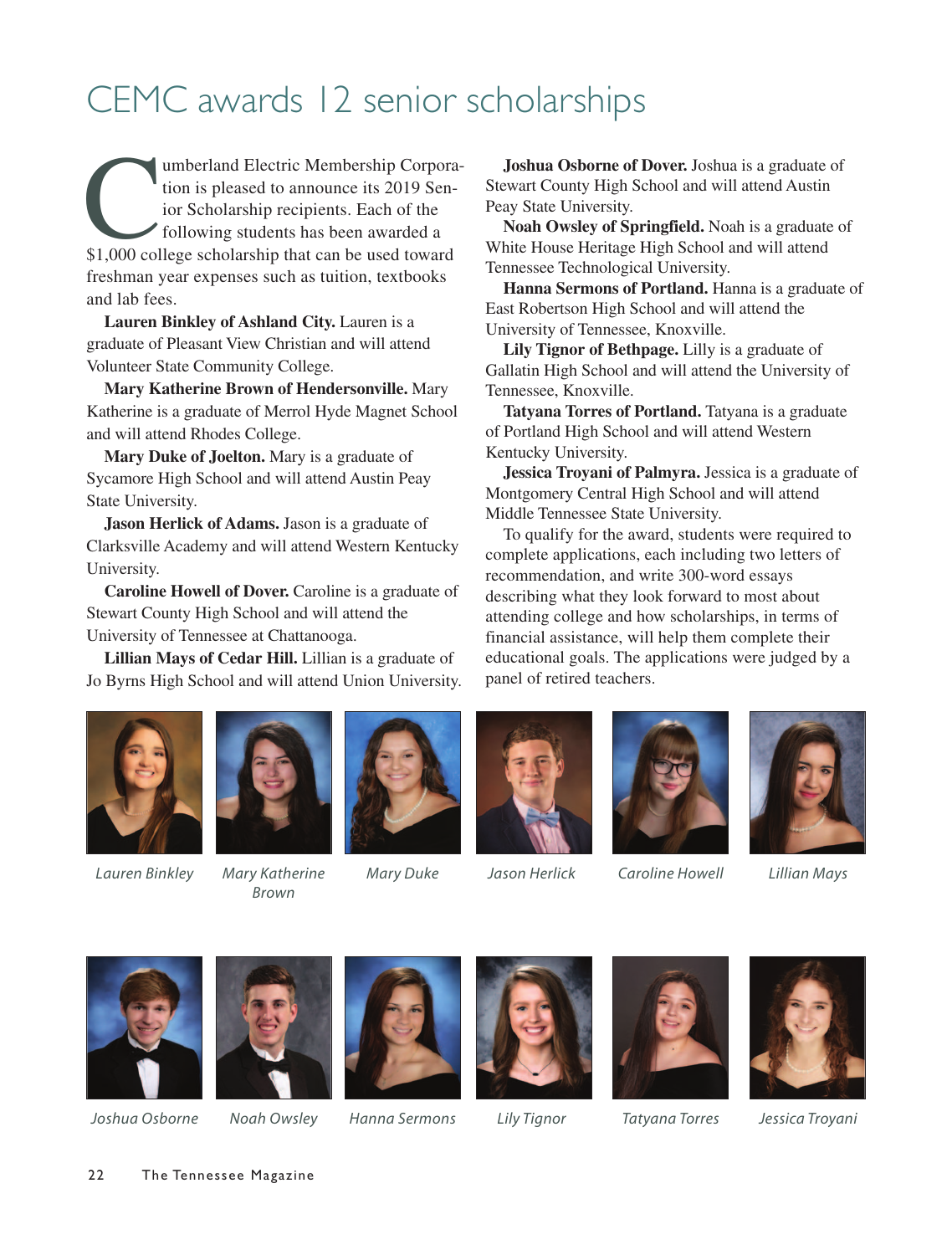# CEMC awards 12 senior scholarships

Cumberland Electric Membership Corporation is pleased to announce its 2019 Senior Scholarship recipients. Each of the following students has been awarded a $1,000 college scholarship that can be used toward freshman year expenses such as tuition, textbooks and lab fees.

**Lauren Binkley of Ashland City.** Lauren is a graduate of Pleasant View Christian and will attend Volunteer State Community College.

**Mary Katherine Brown of Hendersonville.** Mary Katherine is a graduate of Merrol Hyde Magnet School and will attend Rhodes College.

**Mary Duke of Joelton.** Mary is a graduate of Sycamore High School and will attend Austin Peay State University.

**Jason Herlick of Adams.** Jason is a graduate of Clarksville Academy and will attend Western Kentucky University.

**Caroline Howell of Dover.** Caroline is a graduate of Stewart County High School and will attend the University of Tennessee at Chattanooga.

**Lillian Mays of Cedar Hill.** Lillian is a graduate of Jo Byrns High School and will attend Union University.

**Joshua Osborne of Dover.** Joshua is a graduate of Stewart County High School and will attend Austin Peay State University.

**Noah Owsley of Springfield.** Noah is a graduate of White House Heritage High School and will attend Tennessee Technological University.

**Hanna Sermons of Portland.** Hanna is a graduate of East Robertson High School and will attend the University of Tennessee, Knoxville.

**Lily Tignor of Bethpage.** Lilly is a graduate of Gallatin High School and will attend the University of Tennessee, Knoxville.

**Tatyana Torres of Portland.** Tatyana is a graduate of Portland High School and will attend Western Kentucky University.

**Jessica Troyani of Palmyra.** Jessica is a graduate of Montgomery Central High School and will attend Middle Tennessee State University.

To qualify for the award, students were required to complete applications, each including two letters of recommendation, and write 300-word essays describing what they look forward to most about attending college and how scholarships, in terms of financial assistance, will help them complete their educational goals. The applications were judged by a panel of retired teachers.

*Lauren Binkley* *Mary Katherine Brown* *Mary Duke* *Jason Herlick* *Caroline Howell* *Lillian Mays*

*Joshua Osborne* *Noah Owsley* *Hanna Sermons* *Lily Tignor* *Tatyana Torres* *Jessica Troyani*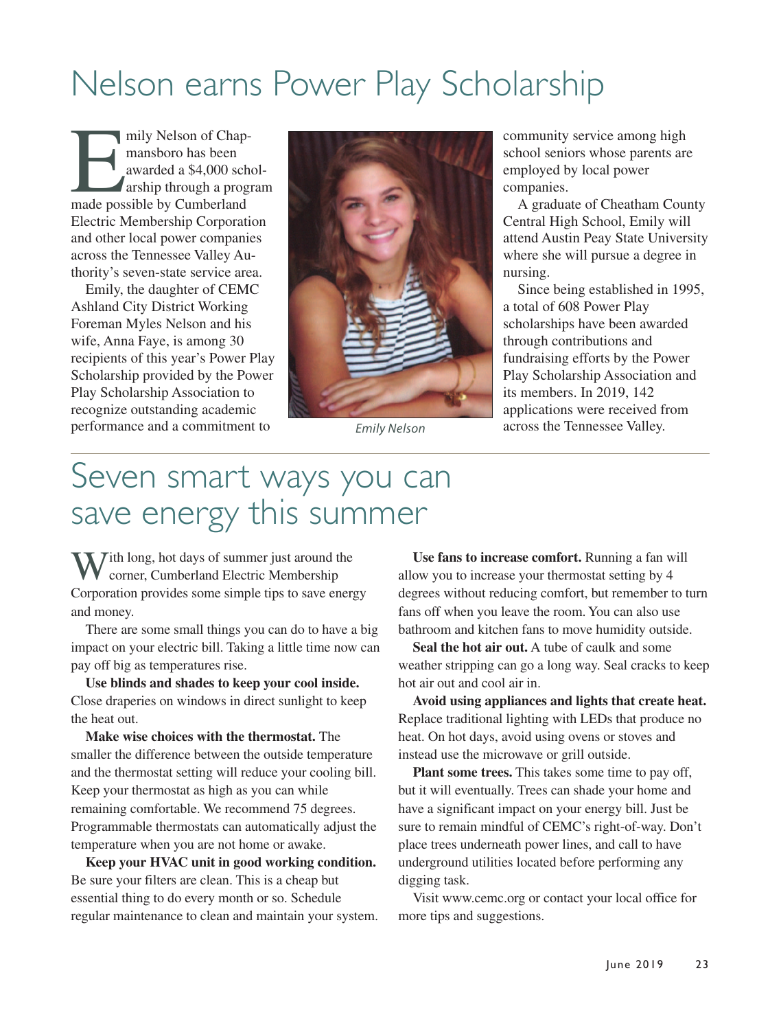# Nelson earns Power Play Scholarship

Emily Nelson of Chapmansboro has been awarded a $4,000 scholarship through a program made possible by Cumberland Electric Membership Corporation and other local power companies across the Tennessee Valley Authority's seven-state service area.

Emily, the daughter of CEMC Ashland City District Working Foreman Myles Nelson and his wife, Anna Faye, is among 30 recipients of this year's Power Play Scholarship provided by the Power Play Scholarship Association to recognize outstanding academic performance and a commitment to community service among high school seniors whose parents are employed by local power companies.

*Emily Nelson*

A graduate of Cheatham County Central High School, Emily will attend Austin Peay State University where she will pursue a degree in nursing.

Since being established in 1995, a total of 608 Power Play scholarships have been awarded through contributions and fundraising efforts by the Power Play Scholarship Association and its members. In 2019, 142 applications were received from across the Tennessee Valley.

# Seven smart ways you can save energy this summer

With long, hot days of summer just around the corner, Cumberland Electric Membership Corporation provides some simple tips to save energy and money.

There are some small things you can do to have a big impact on your electric bill. Taking a little time now can pay off big as temperatures rise.

**Use blinds and shades to keep your cool inside.** Close draperies on windows in direct sunlight to keep the heat out.

**Make wise choices with the thermostat.** The smaller the difference between the outside temperature and the thermostat setting will reduce your cooling bill. Keep your thermostat as high as you can while remaining comfortable. We recommend 75 degrees. Programmable thermostats can automatically adjust the temperature when you are not home or awake.

**Keep your HVAC unit in good working condition.** Be sure your filters are clean. This is a cheap but essential thing to do every month or so. Schedule regular maintenance to clean and maintain your system.

**Use fans to increase comfort.** Running a fan will allow you to increase your thermostat setting by 4 degrees without reducing comfort, but remember to turn fans off when you leave the room. You can also use bathroom and kitchen fans to move humidity outside.

**Seal the hot air out.** A tube of caulk and some weather stripping can go a long way. Seal cracks to keep hot air out and cool air in.

**Avoid using appliances and lights that create heat.** Replace traditional lighting with LEDs that produce no heat. On hot days, avoid using ovens or stoves and instead use the microwave or grill outside.

**Plant some trees.** This takes some time to pay off, but it will eventually. Trees can shade your home and have a significant impact on your energy bill. Just be sure to remain mindful of CEMC's right-of-way. Don't place trees underneath power lines, and call to have underground utilities located before performing any digging task.

Visit www.cemc.org or contact your local office for more tips and suggestions.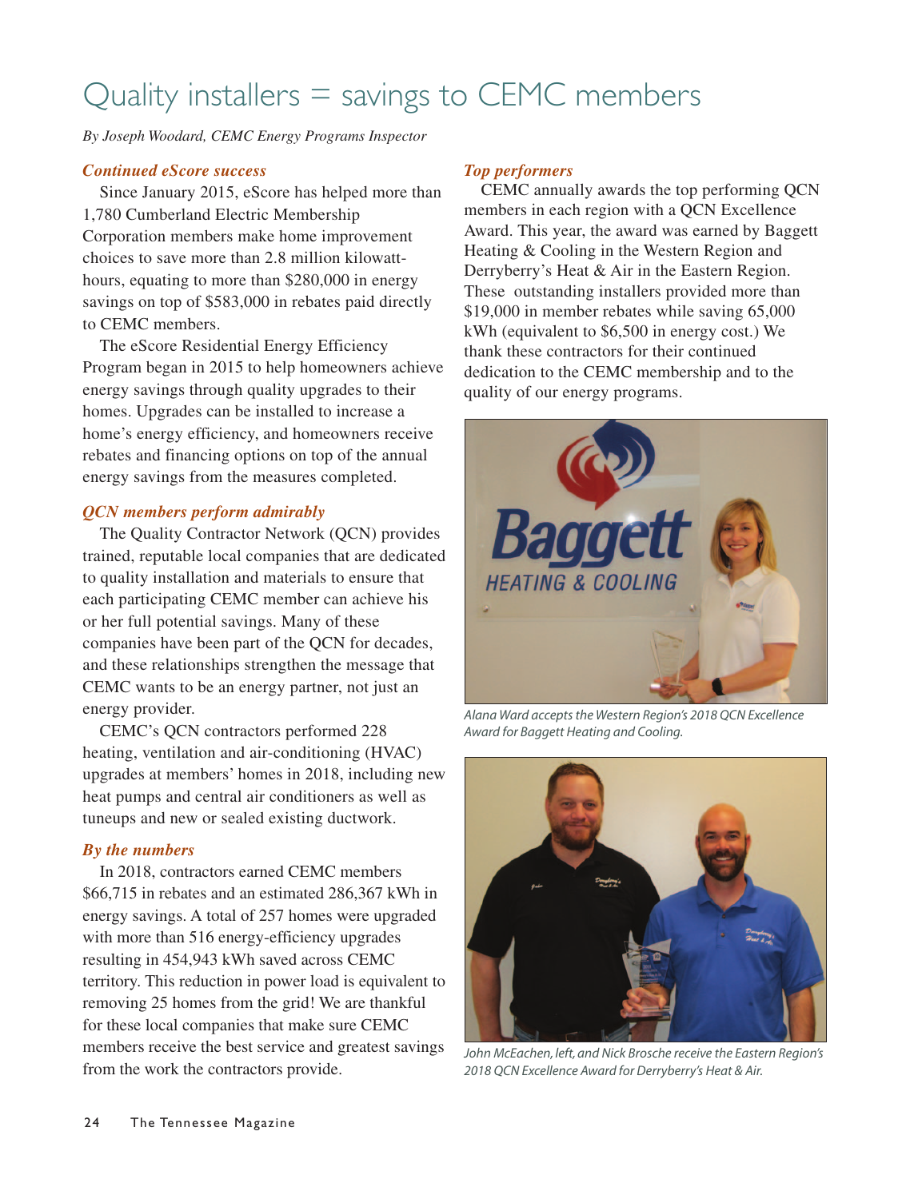# Quality installers = savings to CEMC members

*By Joseph Woodard, CEMC Energy Programs Inspector*

### *Continued eScore success*

Since January 2015, eScore has helped more than 1,780 Cumberland Electric Membership Corporation members make home improvement choices to save more than 2.8 million kilowatt-hours, equating to more than $280,000 in energy savings on top of $583,000 in rebates paid directly to CEMC members.

The eScore Residential Energy Efficiency Program began in 2015 to help homeowners achieve energy savings through quality upgrades to their homes. Upgrades can be installed to increase a home's energy efficiency, and homeowners receive rebates and financing options on top of the annual energy savings from the measures completed.

### *QCN members perform admirably*

The Quality Contractor Network (QCN) provides trained, reputable local companies that are dedicated to quality installation and materials to ensure that each participating CEMC member can achieve his or her full potential savings. Many of these companies have been part of the QCN for decades, and these relationships strengthen the message that CEMC wants to be an energy partner, not just an energy provider.

CEMC's QCN contractors performed 228 heating, ventilation and air-conditioning (HVAC) upgrades at members' homes in 2018, including new heat pumps and central air conditioners as well as tuneups and new or sealed existing ductwork.

### *By the numbers*

In 2018, contractors earned CEMC members $66,715 in rebates and an estimated 286,367 kWh in energy savings. A total of 257 homes were upgraded with more than 516 energy-efficiency upgrades resulting in 454,943 kWh saved across CEMC territory. This reduction in power load is equivalent to removing 25 homes from the grid! We are thankful for these local companies that make sure CEMC members receive the best service and greatest savings from the work the contractors provide.

### *Top performers*

CEMC annually awards the top performing QCN members in each region with a QCN Excellence Award. This year, the award was earned by Baggett Heating & Cooling in the Western Region and Derryberry's Heat & Air in the Eastern Region. These outstanding installers provided more than $19,000 in member rebates while saving 65,000 kWh (equivalent to $6,500 in energy cost.) We thank these contractors for their continued dedication to the CEMC membership and to the quality of our energy programs.

*Alana Ward accepts the Western Region's 2018 QCN Excellence Award for Baggett Heating and Cooling.*

*John McEachen, left, and Nick Brosche receive the Eastern Region's 2018 QCN Excellence Award for Derryberry's Heat & Air.*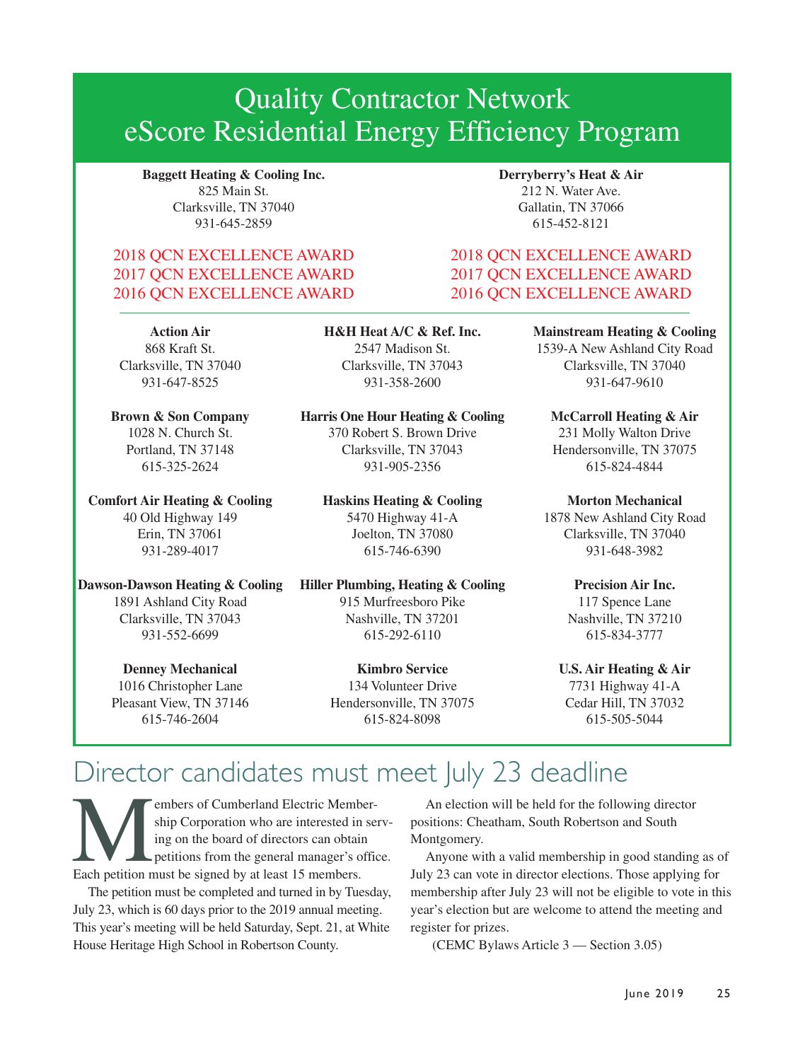## Quality Contractor Network
## eScore Residential Energy Efficiency Program

**Baggett Heating & Cooling Inc.**
825 Main St.
Clarksville, TN 37040
931-645-2859

2018 QCN EXCELLENCE AWARD
2017 QCN EXCELLENCE AWARD
2016 QCN EXCELLENCE AWARD

**Derryberry's Heat & Air**
212 N. Water Ave.
Gallatin, TN 37066
615-452-8121

2018 QCN EXCELLENCE AWARD
2017 QCN EXCELLENCE AWARD
2016 QCN EXCELLENCE AWARD

---

**Action Air**
868 Kraft St.
Clarksville, TN 37040
931-647-8525

**Brown & Son Company**
1028 N. Church St.
Portland, TN 37148
615-325-2624

**Comfort Air Heating & Cooling**
40 Old Highway 149
Erin, TN 37061
931-289-4017

**Dawson-Dawson Heating & Cooling**
1891 Ashland City Road
Clarksville, TN 37043
931-552-6699

**Denney Mechanical**
1016 Christopher Lane
Pleasant View, TN 37146
615-746-2604

**H&H Heat A/C & Ref. Inc.**
2547 Madison St.
Clarksville, TN 37043
931-358-2600

**Harris One Hour Heating & Cooling**
370 Robert S. Brown Drive
Clarksville, TN 37043
931-905-2356

**Haskins Heating & Cooling**
5470 Highway 41-A
Joelton, TN 37080
615-746-6390

**Hiller Plumbing, Heating & Cooling**
915 Murfreesboro Pike
Nashville, TN 37201
615-292-6110

**Kimbro Service**
134 Volunteer Drive
Hendersonville, TN 37075
615-824-8098

**Mainstream Heating & Cooling**
1539-A New Ashland City Road
Clarksville, TN 37040
931-647-9610

**McCarroll Heating & Air**
231 Molly Walton Drive
Hendersonville, TN 37075
615-824-4844

**Morton Mechanical**
1878 New Ashland City Road
Clarksville, TN 37040
931-648-3982

**Precision Air Inc.**
117 Spence Lane
Nashville, TN 37210
615-834-3777

**U.S. Air Heating & Air**
7731 Highway 41-A
Cedar Hill, TN 37032
615-505-5044

# Director candidates must meet July 23 deadline

Members of Cumberland Electric Membership Corporation who are interested in serving on the board of directors can obtain petitions from the general manager's office. Each petition must be signed by at least 15 members.

The petition must be completed and turned in by Tuesday, July 23, which is 60 days prior to the 2019 annual meeting. This year's meeting will be held Saturday, Sept. 21, at White House Heritage High School in Robertson County.

An election will be held for the following director positions: Cheatham, South Robertson and South Montgomery.

Anyone with a valid membership in good standing as of July 23 can vote in director elections. Those applying for membership after July 23 will not be eligible to vote in this year's election but are welcome to attend the meeting and register for prizes.

(CEMC Bylaws Article 3 — Section 3.05)